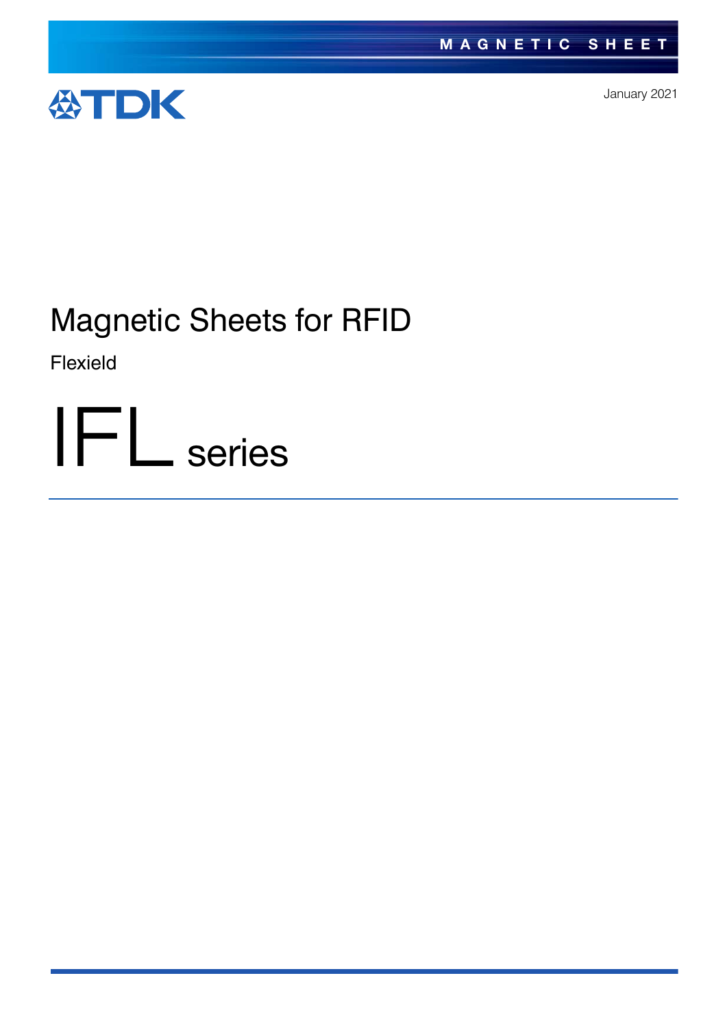MAGNETIC SHEET

TDK

January 2021

# Magnetic Sheets for RFID

Flexield

# IFL series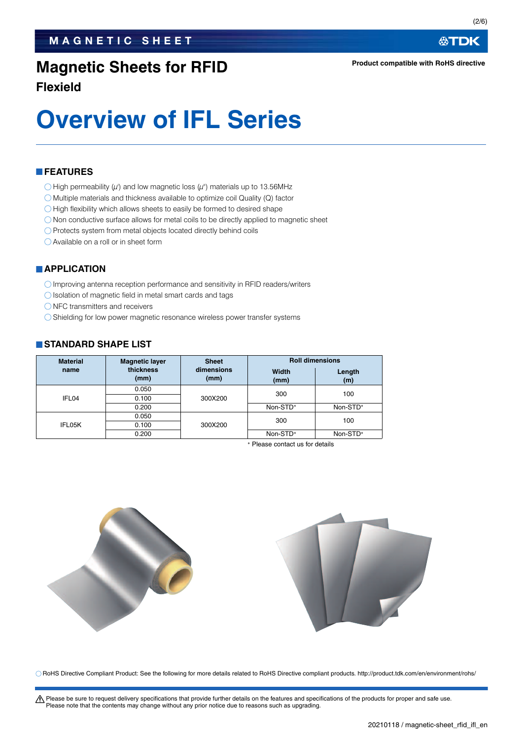# Magnetic Sheets for RFID

**Flexield**

Product compatible with RoHS directive

# Overview of IFL Series

## FEATURES

- ◯ High permeability ($\mu'$) and low magnetic loss ($\mu''$) materials up to 13.56MHz
- ◯ Multiple materials and thickness available to optimize coil Quality (Q) factor
- ◯ High flexibility which allows sheets to easily be formed to desired shape
- ◯ Non conductive surface allows for metal coils to be directly applied to magnetic sheet
- ◯ Protects system from metal objects located directly behind coils
- ◯ Available on a roll or in sheet form

## APPLICATION

- ◯ Improving antenna reception performance and sensitivity in RFID readers/writers
- ◯ Isolation of magnetic field in metal smart cards and tags
- ◯ NFC transmitters and receivers
- ◯ Shielding for low power magnetic resonance wireless power transfer systems

## STANDARD SHAPE LIST

| Material name | Magnetic layer thickness (mm) | Sheet dimensions (mm) | Roll dimensions | |
|---|---|---|---|---|
| | | | Width (mm) | Length (m) |
| IFL04 | 0.050 | 300X200 | 300 | 100 |
| | 0.100 | | | |
| | 0.200 | | Non-STD* | Non-STD* |
| IFL05K | 0.050 | 300X200 | 300 | 100 |
| | 0.100 | | | |
| | 0.200 | | Non-STD* | Non-STD* |

\* Please contact us for details

◯ RoHS Directive Compliant Product: See the following for more details related to RoHS Directive compliant products. http://product.tdk.com/en/environment/rohs/

⚠ Please be sure to request delivery specifications that provide further details on the features and specifications of the products for proper and safe use.
Please note that the contents may change without any prior notice due to reasons such as upgrading.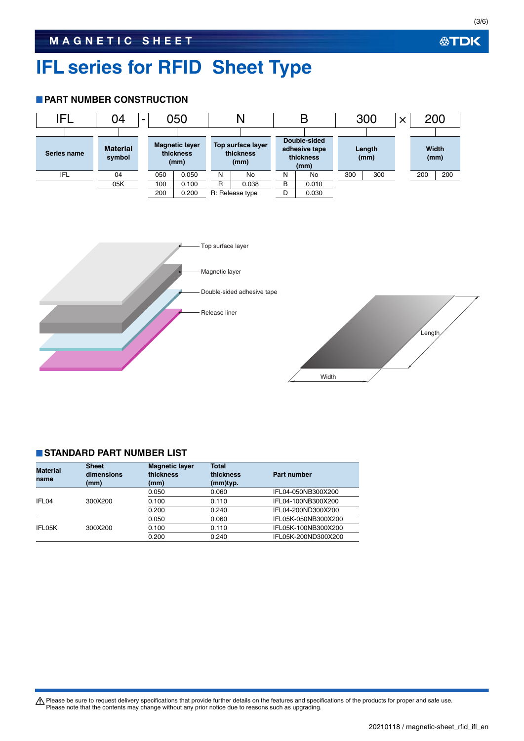# IFL series for RFID Sheet Type

## PART NUMBER CONSTRUCTION

| IFL | 04 | - | 050 | N | B | 300 | × | 200 |
|---|---|---|---|---|---|---|---|---|

| Series name | Material symbol | Magnetic layer thickness (mm) | | Top surface layer thickness (mm) | | Double-sided adhesive tape thickness (mm) | | Length (mm) | | Width (mm) | |
|---|---|---|---|---|---|---|---|---|---|---|---|
| IFL | 04 | 050 | 0.050 | N | No | N | No | 300 | 300 | 200 | 200 |
| | 05K | 100 | 0.100 | R | 0.038 | B | 0.010 | | | | |
| | | 200 | 0.200 | R: Release type | | D | 0.030 | | | | |

Top surface layer

Magnetic layer

Double-sided adhesive tape

Release liner

Length

Width

## STANDARD PART NUMBER LIST

| Material name | Sheet dimensions (mm) | Magnetic layer thickness (mm) | Total thickness (mm)typ. | Part number |
|---|---|---|---|---|
| IFL04 | 300X200 | 0.050 | 0.060 | IFL04-050NB300X200 |
| | | 0.100 | 0.110 | IFL04-100NB300X200 |
| | | 0.200 | 0.240 | IFL04-200ND300X200 |
| IFL05K | 300X200 | 0.050 | 0.060 | IFL05K-050NB300X200 |
| | | 0.100 | 0.110 | IFL05K-100NB300X200 |
| | | 0.200 | 0.240 | IFL05K-200ND300X200 |

⚠ Please be sure to request delivery specifications that provide further details on the features and specifications of the products for proper and safe use.
Please note that the contents may change without any prior notice due to reasons such as upgrading.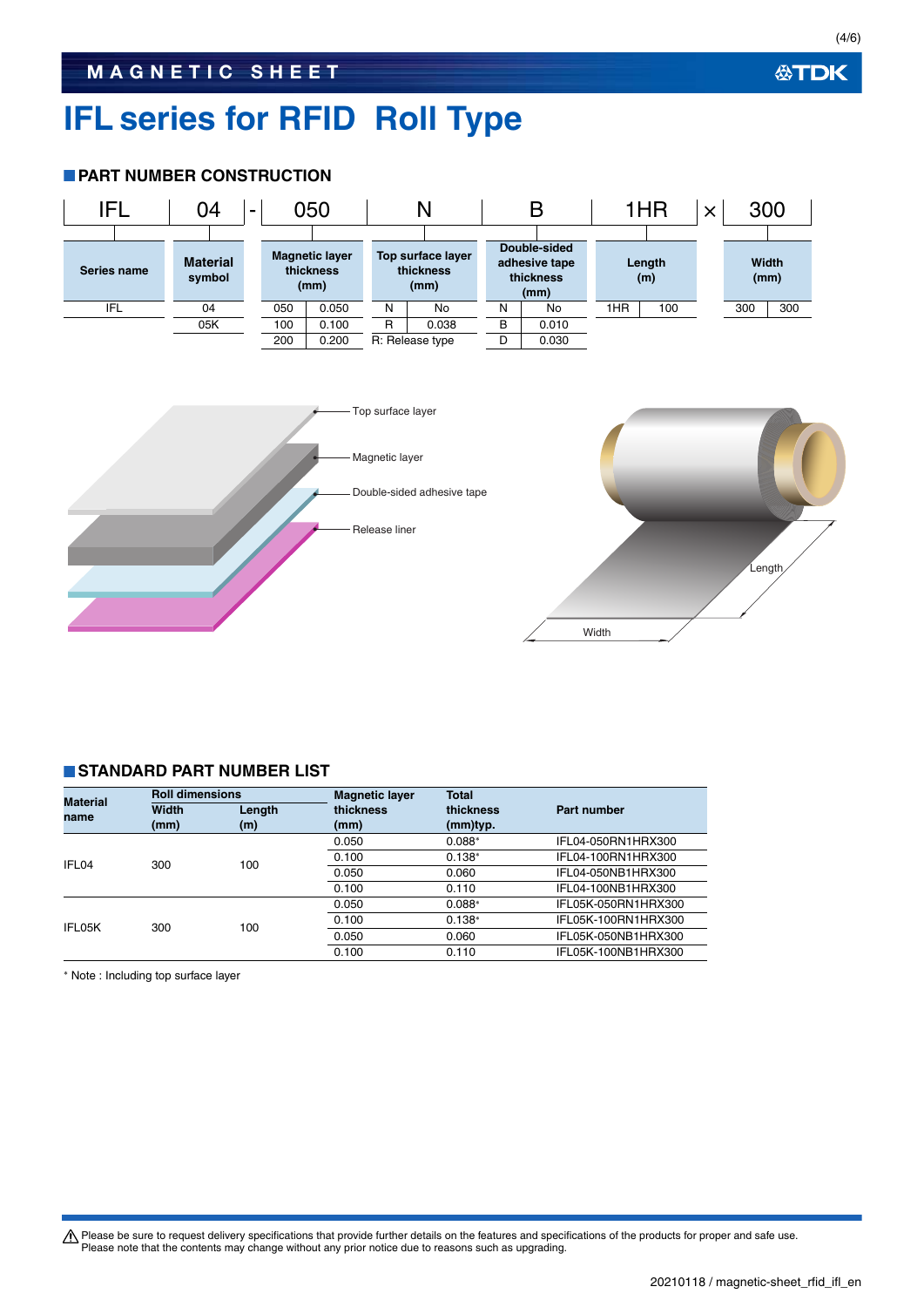# IFL series for RFID  Roll Type

## PART NUMBER CONSTRUCTION

| IFL | 04 | - | 050 | N | B | 1HR | × | 300 |
|---|---|---|---|---|---|---|---|---|

| Series name | | Material symbol | Magnetic layer thickness (mm) | | Top surface layer thickness (mm) | | Double-sided adhesive tape thickness (mm) | | Length (m) | | Width (mm) | |
|---|---|---|---|---|---|---|---|---|---|---|---|---|
| IFL | | 04 | 050 | 0.050 | N | No | N | No | 1HR | 100 | 300 | 300 |
| | | 05K | 100 | 0.100 | R | 0.038 | B | 0.010 | | | | |
| | | | 200 | 0.200 | R: Release type | | D | 0.030 | | | | |

Top surface layer
Magnetic layer
Double-sided adhesive tape
Release liner

Length
Width

## STANDARD PART NUMBER LIST

| Material name | Roll dimensions Width (mm) | Length (m) | Magnetic layer thickness (mm) | Total thickness (mm)typ. | Part number |
|---|---|---|---|---|---|
| IFL04 | 300 | 100 | 0.050 | 0.088* | IFL04-050RN1HRX300 |
| | | | 0.100 | 0.138* | IFL04-100RN1HRX300 |
| | | | 0.050 | 0.060 | IFL04-050NB1HRX300 |
| | | | 0.100 | 0.110 | IFL04-100NB1HRX300 |
| IFL05K | 300 | 100 | 0.050 | 0.088* | IFL05K-050RN1HRX300 |
| | | | 0.100 | 0.138* | IFL05K-100RN1HRX300 |
| | | | 0.050 | 0.060 | IFL05K-050NB1HRX300 |
| | | | 0.100 | 0.110 | IFL05K-100NB1HRX300 |

* Note : Including top surface layer

⚠ Please be sure to request delivery specifications that provide further details on the features and specifications of the products for proper and safe use.
Please note that the contents may change without any prior notice due to reasons such as upgrading.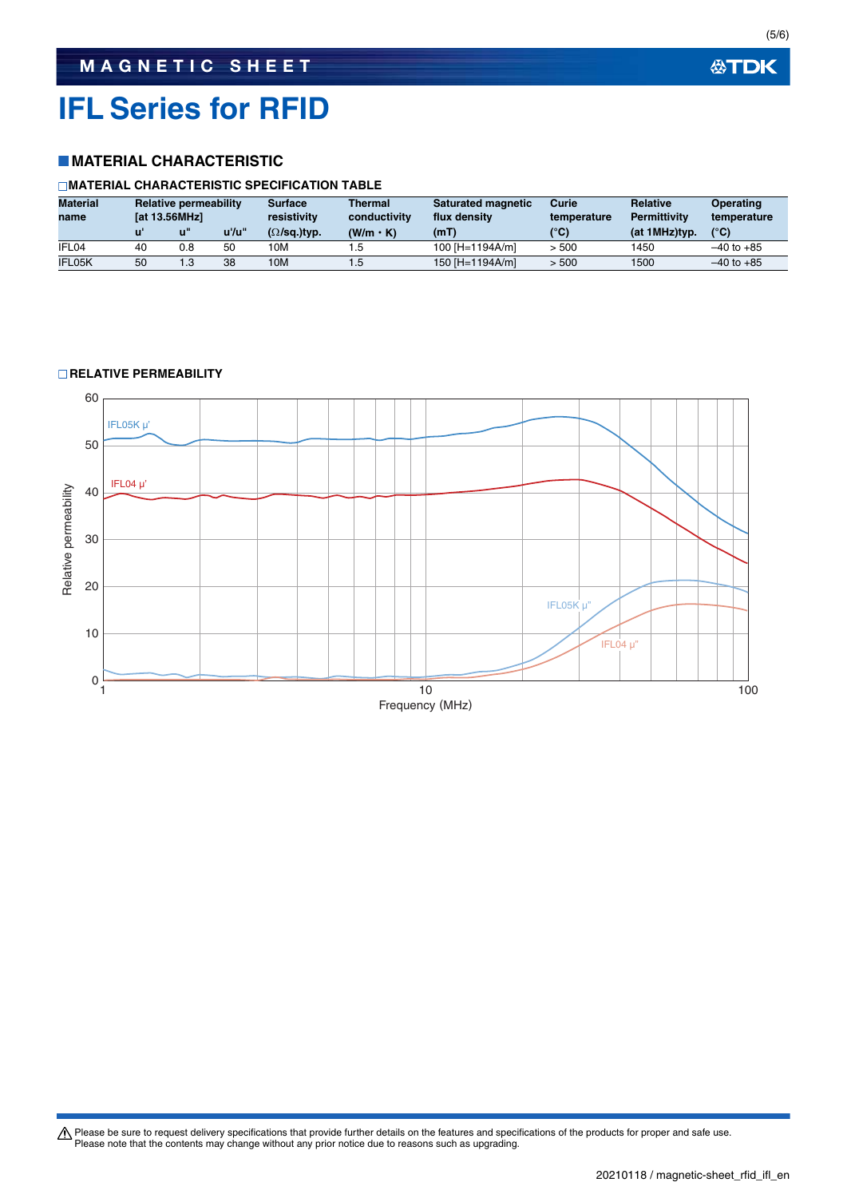# IFL Series for RFID

## MATERIAL CHARACTERISTIC

### MATERIAL CHARACTERISTIC SPECIFICATION TABLE

| Material name | Relative permeability [at 13.56MHz] | | | Surface resistivity (Ω/sq.)typ. | Thermal conductivity (W/m・K) | Saturated magnetic flux density (mT) | Curie temperature (°C) | Relative Permittivity (at 1MHz)typ. | Operating temperature (°C) |
|---|---|---|---|---|---|---|---|---|---|
| | u' | u" | u'/u" | | | | | | |
| IFL04 | 40 | 0.8 | 50 | 10M | 1.5 | 100 [H=1194A/m] | > 500 | 1450 | –40 to +85 |
| IFL05K | 50 | 1.3 | 38 | 10M | 1.5 | 150 [H=1194A/m] | > 500 | 1500 | –40 to +85 |

### RELATIVE PERMEABILITY

Relative permeability vs. Frequency (MHz): IFL05K μ', IFL04 μ', IFL05K μ", IFL04 μ"

Please be sure to request delivery specifications that provide further details on the features and specifications of the products for proper and safe use.
Please note that the contents may change without any prior notice due to reasons such as upgrading.

20210118 / magnetic-sheet_rfid_ifl_en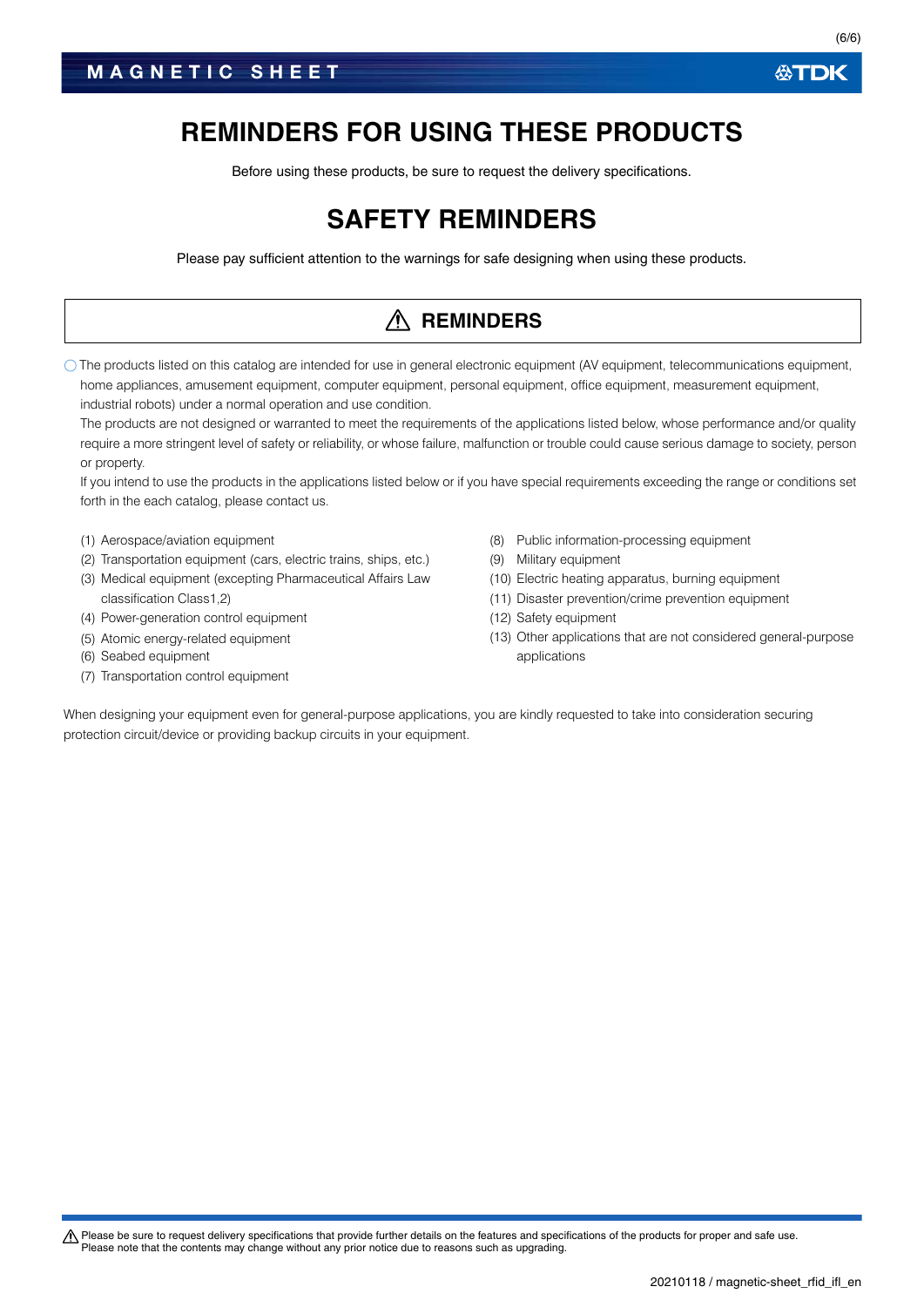# REMINDERS FOR USING THESE PRODUCTS

Before using these products, be sure to request the delivery specifications.

# SAFETY REMINDERS

Please pay sufficient attention to the warnings for safe designing when using these products.

## ⚠ REMINDERS

○ The products listed on this catalog are intended for use in general electronic equipment (AV equipment, telecommunications equipment, home appliances, amusement equipment, computer equipment, personal equipment, office equipment, measurement equipment, industrial robots) under a normal operation and use condition.

The products are not designed or warranted to meet the requirements of the applications listed below, whose performance and/or quality require a more stringent level of safety or reliability, or whose failure, malfunction or trouble could cause serious damage to society, person or property.

If you intend to use the products in the applications listed below or if you have special requirements exceeding the range or conditions set forth in the each catalog, please contact us.

(1) Aerospace/aviation equipment
(2) Transportation equipment (cars, electric trains, ships, etc.)
(3) Medical equipment (excepting Pharmaceutical Affairs Law classification Class1,2)
(4) Power-generation control equipment
(5) Atomic energy-related equipment
(6) Seabed equipment
(7) Transportation control equipment
(8) Public information-processing equipment
(9) Military equipment
(10) Electric heating apparatus, burning equipment
(11) Disaster prevention/crime prevention equipment
(12) Safety equipment
(13) Other applications that are not considered general-purpose applications

When designing your equipment even for general-purpose applications, you are kindly requested to take into consideration securing protection circuit/device or providing backup circuits in your equipment.

⚠ Please be sure to request delivery specifications that provide further details on the features and specifications of the products for proper and safe use.
Please note that the contents may change without any prior notice due to reasons such as upgrading.

20210118 / magnetic-sheet_rfid_ifl_en